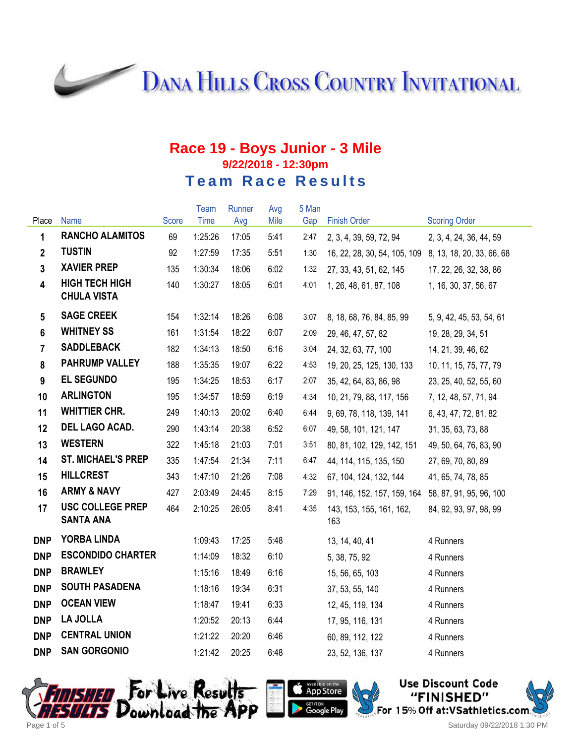# Dana Hills Cross Country Invitational

## Race 19 - Boys Junior - 3 Mile

### 9/22/2018 - 12:30pm

### Team Race Results

| Place | Name | Score | Team Time | Runner Avg | Avg Mile | 5 Man Gap | Finish Order | Scoring Order |
|---|---|---|---|---|---|---|---|---|
| 1 | RANCHO ALAMITOS | 69 | 1:25:26 | 17:05 | 5:41 | 2:47 | 2, 3, 4, 39, 59, 72, 94 | 2, 3, 4, 24, 36, 44, 59 |
| 2 | TUSTIN | 92 | 1:27:59 | 17:35 | 5:51 | 1:30 | 16, 22, 28, 30, 54, 105, 109 | 8, 13, 18, 20, 33, 66, 68 |
| 3 | XAVIER PREP | 135 | 1:30:34 | 18:06 | 6:02 | 1:32 | 27, 33, 43, 51, 62, 145 | 17, 22, 26, 32, 38, 86 |
| 4 | HIGH TECH HIGH CHULA VISTA | 140 | 1:30:27 | 18:05 | 6:01 | 4:01 | 1, 26, 48, 61, 87, 108 | 1, 16, 30, 37, 56, 67 |
| 5 | SAGE CREEK | 154 | 1:32:14 | 18:26 | 6:08 | 3:07 | 8, 18, 68, 76, 84, 85, 99 | 5, 9, 42, 45, 53, 54, 61 |
| 6 | WHITNEY SS | 161 | 1:31:54 | 18:22 | 6:07 | 2:09 | 29, 46, 47, 57, 82 | 19, 28, 29, 34, 51 |
| 7 | SADDLEBACK | 182 | 1:34:13 | 18:50 | 6:16 | 3:04 | 24, 32, 63, 77, 100 | 14, 21, 39, 46, 62 |
| 8 | PAHRUMP VALLEY | 188 | 1:35:35 | 19:07 | 6:22 | 4:53 | 19, 20, 25, 125, 130, 133 | 10, 11, 15, 75, 77, 79 |
| 9 | EL SEGUNDO | 195 | 1:34:25 | 18:53 | 6:17 | 2:07 | 35, 42, 64, 83, 86, 98 | 23, 25, 40, 52, 55, 60 |
| 10 | ARLINGTON | 195 | 1:34:57 | 18:59 | 6:19 | 4:34 | 10, 21, 79, 88, 117, 156 | 7, 12, 48, 57, 71, 94 |
| 11 | WHITTIER CHR. | 249 | 1:40:13 | 20:02 | 6:40 | 6:44 | 9, 69, 78, 118, 139, 141 | 6, 43, 47, 72, 81, 82 |
| 12 | DEL LAGO ACAD. | 290 | 1:43:14 | 20:38 | 6:52 | 6:07 | 49, 58, 101, 121, 147 | 31, 35, 63, 73, 88 |
| 13 | WESTERN | 322 | 1:45:18 | 21:03 | 7:01 | 3:51 | 80, 81, 102, 129, 142, 151 | 49, 50, 64, 76, 83, 90 |
| 14 | ST. MICHAEL'S PREP | 335 | 1:47:54 | 21:34 | 7:11 | 6:47 | 44, 114, 115, 135, 150 | 27, 69, 70, 80, 89 |
| 15 | HILLCREST | 343 | 1:47:10 | 21:26 | 7:08 | 4:32 | 67, 104, 124, 132, 144 | 41, 65, 74, 78, 85 |
| 16 | ARMY & NAVY | 427 | 2:03:49 | 24:45 | 8:15 | 7:29 | 91, 146, 152, 157, 159, 164 | 58, 87, 91, 95, 96, 100 |
| 17 | USC COLLEGE PREP SANTA ANA | 464 | 2:10:25 | 26:05 | 8:41 | 4:35 | 143, 153, 155, 161, 162, 163 | 84, 92, 93, 97, 98, 99 |
| DNP | YORBA LINDA | | 1:09:43 | 17:25 | 5:48 | | 13, 14, 40, 41 | 4 Runners |
| DNP | ESCONDIDO CHARTER | | 1:14:09 | 18:32 | 6:10 | | 5, 38, 75, 92 | 4 Runners |
| DNP | BRAWLEY | | 1:15:16 | 18:49 | 6:16 | | 15, 56, 65, 103 | 4 Runners |
| DNP | SOUTH PASADENA | | 1:18:16 | 19:34 | 6:31 | | 37, 53, 55, 140 | 4 Runners |
| DNP | OCEAN VIEW | | 1:18:47 | 19:41 | 6:33 | | 12, 45, 119, 134 | 4 Runners |
| DNP | LA JOLLA | | 1:20:52 | 20:13 | 6:44 | | 17, 95, 116, 131 | 4 Runners |
| DNP | CENTRAL UNION | | 1:21:22 | 20:20 | 6:46 | | 60, 89, 112, 122 | 4 Runners |
| DNP | SAN GORGONIO | | 1:21:42 | 20:25 | 6:48 | | 23, 52, 136, 137 | 4 Runners |

Finished Results — For Live Results Download the App

Use Discount Code "FINISHED" For 15% Off at:VSathletics.com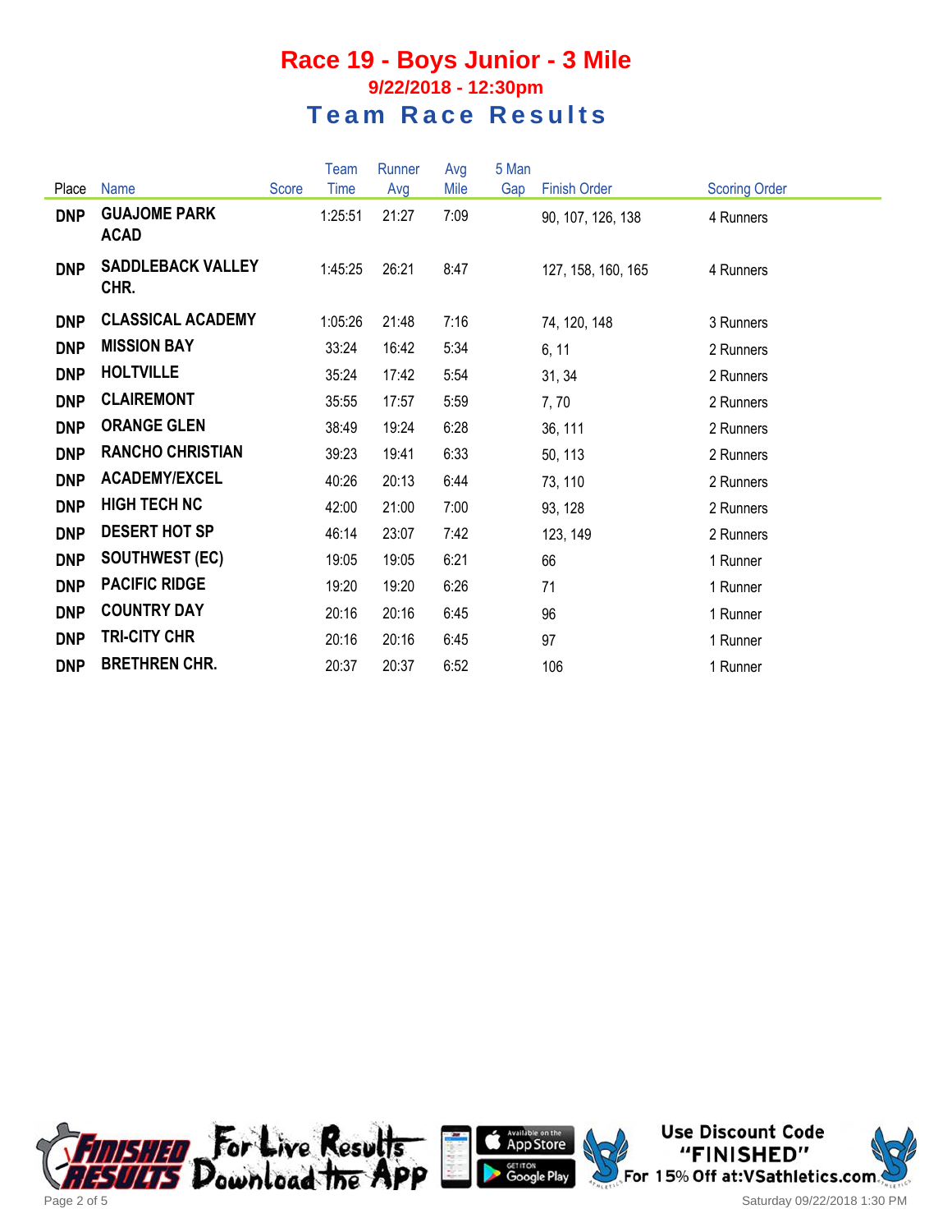# Race 19 - Boys Junior - 3 Mile

## 9/22/2018 - 12:30pm

## Team Race Results

| Place | Name | Score | Team Time | Runner Avg | Avg Mile | 5 Man Gap | Finish Order | Scoring Order |
|---|---|---|---|---|---|---|---|---|
| **DNP** | **GUAJOME PARK ACAD** | | 1:25:51 | 21:27 | 7:09 | | 90, 107, 126, 138 | 4 Runners |
| **DNP** | **SADDLEBACK VALLEY CHR.** | | 1:45:25 | 26:21 | 8:47 | | 127, 158, 160, 165 | 4 Runners |
| **DNP** | **CLASSICAL ACADEMY** | | 1:05:26 | 21:48 | 7:16 | | 74, 120, 148 | 3 Runners |
| **DNP** | **MISSION BAY** | | 33:24 | 16:42 | 5:34 | | 6, 11 | 2 Runners |
| **DNP** | **HOLTVILLE** | | 35:24 | 17:42 | 5:54 | | 31, 34 | 2 Runners |
| **DNP** | **CLAIREMONT** | | 35:55 | 17:57 | 5:59 | | 7, 70 | 2 Runners |
| **DNP** | **ORANGE GLEN** | | 38:49 | 19:24 | 6:28 | | 36, 111 | 2 Runners |
| **DNP** | **RANCHO CHRISTIAN** | | 39:23 | 19:41 | 6:33 | | 50, 113 | 2 Runners |
| **DNP** | **ACADEMY/EXCEL** | | 40:26 | 20:13 | 6:44 | | 73, 110 | 2 Runners |
| **DNP** | **HIGH TECH NC** | | 42:00 | 21:00 | 7:00 | | 93, 128 | 2 Runners |
| **DNP** | **DESERT HOT SP** | | 46:14 | 23:07 | 7:42 | | 123, 149 | 2 Runners |
| **DNP** | **SOUTHWEST (EC)** | | 19:05 | 19:05 | 6:21 | | 66 | 1 Runner |
| **DNP** | **PACIFIC RIDGE** | | 19:20 | 19:20 | 6:26 | | 71 | 1 Runner |
| **DNP** | **COUNTRY DAY** | | 20:16 | 20:16 | 6:45 | | 96 | 1 Runner |
| **DNP** | **TRI-CITY CHR** | | 20:16 | 20:16 | 6:45 | | 97 | 1 Runner |
| **DNP** | **BRETHREN CHR.** | | 20:37 | 20:37 | 6:52 | | 106 | 1 Runner |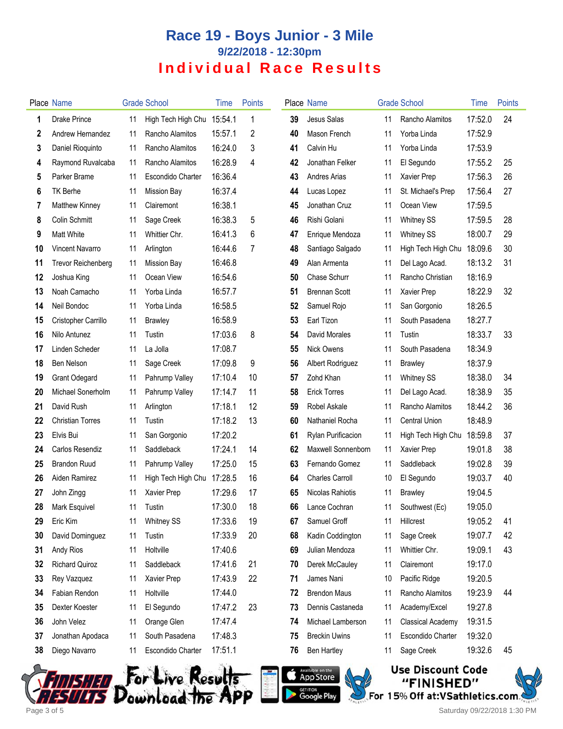# Race 19 - Boys Junior - 3 Mile

## 9/22/2018 - 12:30pm

## Individual Race Results

| Place | Name | Grade | School | Time | Points |
|---|---|---|---|---|---|
| 1 | Drake Prince | 11 | High Tech High Chu | 15:54.1 | 1 |
| 2 | Andrew Hernandez | 11 | Rancho Alamitos | 15:57.1 | 2 |
| 3 | Daniel Rioquinto | 11 | Rancho Alamitos | 16:24.0 | 3 |
| 4 | Raymond Ruvalcaba | 11 | Rancho Alamitos | 16:28.9 | 4 |
| 5 | Parker Brame | 11 | Escondido Charter | 16:36.4 | |
| 6 | TK Berhe | 11 | Mission Bay | 16:37.4 | |
| 7 | Matthew Kinney | 11 | Clairemont | 16:38.1 | |
| 8 | Colin Schmitt | 11 | Sage Creek | 16:38.3 | 5 |
| 9 | Matt White | 11 | Whittier Chr. | 16:41.3 | 6 |
| 10 | Vincent Navarro | 11 | Arlington | 16:44.6 | 7 |
| 11 | Trevor Reichenberg | 11 | Mission Bay | 16:46.8 | |
| 12 | Joshua King | 11 | Ocean View | 16:54.6 | |
| 13 | Noah Camacho | 11 | Yorba Linda | 16:57.7 | |
| 14 | Neil Bondoc | 11 | Yorba Linda | 16:58.5 | |
| 15 | Cristopher Carrillo | 11 | Brawley | 16:58.9 | |
| 16 | Nilo Antunez | 11 | Tustin | 17:03.6 | 8 |
| 17 | Linden Scheder | 11 | La Jolla | 17:08.7 | |
| 18 | Ben Nelson | 11 | Sage Creek | 17:09.8 | 9 |
| 19 | Grant Odegard | 11 | Pahrump Valley | 17:10.4 | 10 |
| 20 | Michael Sonerholm | 11 | Pahrump Valley | 17:14.7 | 11 |
| 21 | David Rush | 11 | Arlington | 17:18.1 | 12 |
| 22 | Christian Torres | 11 | Tustin | 17:18.2 | 13 |
| 23 | Elvis Bui | 11 | San Gorgonio | 17:20.2 | |
| 24 | Carlos Resendiz | 11 | Saddleback | 17:24.1 | 14 |
| 25 | Brandon Ruud | 11 | Pahrump Valley | 17:25.0 | 15 |
| 26 | Aiden Ramirez | 11 | High Tech High Chu | 17:28.5 | 16 |
| 27 | John Zingg | 11 | Xavier Prep | 17:29.6 | 17 |
| 28 | Mark Esquivel | 11 | Tustin | 17:30.0 | 18 |
| 29 | Eric Kim | 11 | Whitney SS | 17:33.6 | 19 |
| 30 | David Dominguez | 11 | Tustin | 17:33.9 | 20 |
| 31 | Andy Rios | 11 | Holtville | 17:40.6 | |
| 32 | Richard Quiroz | 11 | Saddleback | 17:41.6 | 21 |
| 33 | Rey Vazquez | 11 | Xavier Prep | 17:43.9 | 22 |
| 34 | Fabian Rendon | 11 | Holtville | 17:44.0 | |
| 35 | Dexter Koester | 11 | El Segundo | 17:47.2 | 23 |
| 36 | John Velez | 11 | Orange Glen | 17:47.4 | |
| 37 | Jonathan Apodaca | 11 | South Pasadena | 17:48.3 | |
| 38 | Diego Navarro | 11 | Escondido Charter | 17:51.1 | |
| 39 | Jesus Salas | 11 | Rancho Alamitos | 17:52.0 | 24 |
| 40 | Mason French | 11 | Yorba Linda | 17:52.9 | |
| 41 | Calvin Hu | 11 | Yorba Linda | 17:53.9 | |
| 42 | Jonathan Felker | 11 | El Segundo | 17:55.2 | 25 |
| 43 | Andres Arias | 11 | Xavier Prep | 17:56.3 | 26 |
| 44 | Lucas Lopez | 11 | St. Michael's Prep | 17:56.4 | 27 |
| 45 | Jonathan Cruz | 11 | Ocean View | 17:59.5 | |
| 46 | Rishi Golani | 11 | Whitney SS | 17:59.5 | 28 |
| 47 | Enrique Mendoza | 11 | Whitney SS | 18:00.7 | 29 |
| 48 | Santiago Salgado | 11 | High Tech High Chu | 18:09.6 | 30 |
| 49 | Alan Armenta | 11 | Del Lago Acad. | 18:13.2 | 31 |
| 50 | Chase Schurr | 11 | Rancho Christian | 18:16.9 | |
| 51 | Brennan Scott | 11 | Xavier Prep | 18:22.9 | 32 |
| 52 | Samuel Rojo | 11 | San Gorgonio | 18:26.5 | |
| 53 | Earl Tizon | 11 | South Pasadena | 18:27.7 | |
| 54 | David Morales | 11 | Tustin | 18:33.7 | 33 |
| 55 | Nick Owens | 11 | South Pasadena | 18:34.9 | |
| 56 | Albert Rodriguez | 11 | Brawley | 18:37.9 | |
| 57 | Zohd Khan | 11 | Whitney SS | 18:38.0 | 34 |
| 58 | Erick Torres | 11 | Del Lago Acad. | 18:38.9 | 35 |
| 59 | Robel Askale | 11 | Rancho Alamitos | 18:44.2 | 36 |
| 60 | Nathaniel Rocha | 11 | Central Union | 18:48.9 | |
| 61 | Rylan Purificacion | 11 | High Tech High Chu | 18:59.8 | 37 |
| 62 | Maxwell Sonnenborn | 11 | Xavier Prep | 19:01.8 | 38 |
| 63 | Fernando Gomez | 11 | Saddleback | 19:02.8 | 39 |
| 64 | Charles Carroll | 10 | El Segundo | 19:03.7 | 40 |
| 65 | Nicolas Rahiotis | 11 | Brawley | 19:04.5 | |
| 66 | Lance Cochran | 11 | Southwest (Ec) | 19:05.0 | |
| 67 | Samuel Groff | 11 | Hillcrest | 19:05.2 | 41 |
| 68 | Kadin Coddington | 11 | Sage Creek | 19:07.7 | 42 |
| 69 | Julian Mendoza | 11 | Whittier Chr. | 19:09.1 | 43 |
| 70 | Derek McCauley | 11 | Clairemont | 19:17.0 | |
| 71 | James Nani | 10 | Pacific Ridge | 19:20.5 | |
| 72 | Brendon Maus | 11 | Rancho Alamitos | 19:23.9 | 44 |
| 73 | Dennis Castaneda | 11 | Academy/Excel | 19:27.8 | |
| 74 | Michael Lamberson | 11 | Classical Academy | 19:31.5 | |
| 75 | Breckin Uwins | 11 | Escondido Charter | 19:32.0 | |
| 76 | Ben Hartley | 11 | Sage Creek | 19:32.6 | 45 |

For Live Results Download the App

Use Discount Code "FINISHED" For 15% Off at:VSathletics.com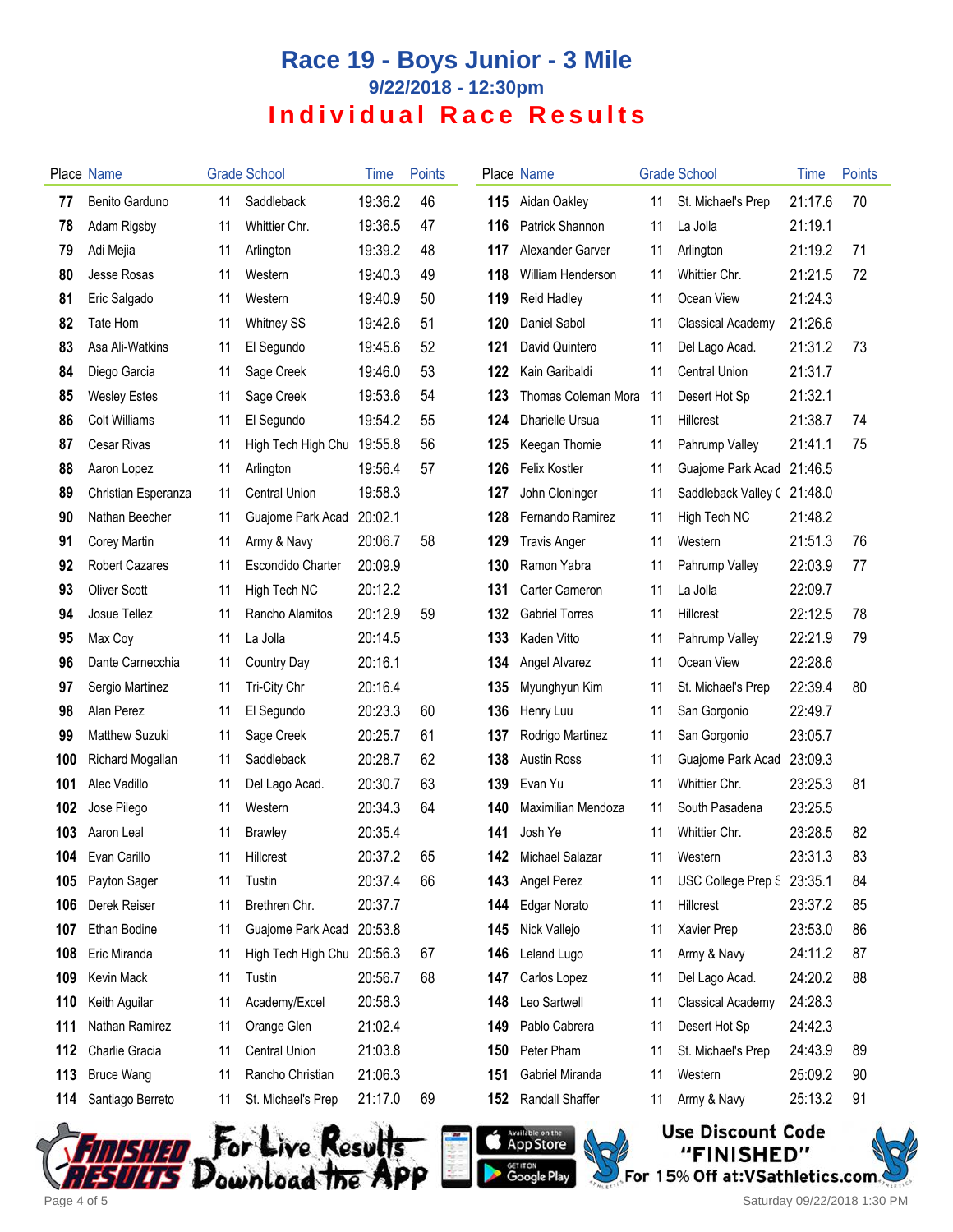# Race 19 - Boys Junior - 3 Mile

### 9/22/2018 - 12:30pm

## Individual Race Results

| Place | Name | Grade | School | Time | Points |
|---|---|---|---|---|---|
| 77 | Benito Garduno | 11 | Saddleback | 19:36.2 | 46 |
| 78 | Adam Rigsby | 11 | Whittier Chr. | 19:36.5 | 47 |
| 79 | Adi Mejia | 11 | Arlington | 19:39.2 | 48 |
| 80 | Jesse Rosas | 11 | Western | 19:40.3 | 49 |
| 81 | Eric Salgado | 11 | Western | 19:40.9 | 50 |
| 82 | Tate Hom | 11 | Whitney SS | 19:42.6 | 51 |
| 83 | Asa Ali-Watkins | 11 | El Segundo | 19:45.6 | 52 |
| 84 | Diego Garcia | 11 | Sage Creek | 19:46.0 | 53 |
| 85 | Wesley Estes | 11 | Sage Creek | 19:53.6 | 54 |
| 86 | Colt Williams | 11 | El Segundo | 19:54.2 | 55 |
| 87 | Cesar Rivas | 11 | High Tech High Chu | 19:55.8 | 56 |
| 88 | Aaron Lopez | 11 | Arlington | 19:56.4 | 57 |
| 89 | Christian Esperanza | 11 | Central Union | 19:58.3 | |
| 90 | Nathan Beecher | 11 | Guajome Park Acad | 20:02.1 | |
| 91 | Corey Martin | 11 | Army & Navy | 20:06.7 | 58 |
| 92 | Robert Cazares | 11 | Escondido Charter | 20:09.9 | |
| 93 | Oliver Scott | 11 | High Tech NC | 20:12.2 | |
| 94 | Josue Tellez | 11 | Rancho Alamitos | 20:12.9 | 59 |
| 95 | Max Coy | 11 | La Jolla | 20:14.5 | |
| 96 | Dante Carnecchia | 11 | Country Day | 20:16.1 | |
| 97 | Sergio Martinez | 11 | Tri-City Chr | 20:16.4 | |
| 98 | Alan Perez | 11 | El Segundo | 20:23.3 | 60 |
| 99 | Matthew Suzuki | 11 | Sage Creek | 20:25.7 | 61 |
| 100 | Richard Mogallan | 11 | Saddleback | 20:28.7 | 62 |
| 101 | Alec Vadillo | 11 | Del Lago Acad. | 20:30.7 | 63 |
| 102 | Jose Pilego | 11 | Western | 20:34.3 | 64 |
| 103 | Aaron Leal | 11 | Brawley | 20:35.4 | |
| 104 | Evan Carillo | 11 | Hillcrest | 20:37.2 | 65 |
| 105 | Payton Sager | 11 | Tustin | 20:37.4 | 66 |
| 106 | Derek Reiser | 11 | Brethren Chr. | 20:37.7 | |
| 107 | Ethan Bodine | 11 | Guajome Park Acad | 20:53.8 | |
| 108 | Eric Miranda | 11 | High Tech High Chu | 20:56.3 | 67 |
| 109 | Kevin Mack | 11 | Tustin | 20:56.7 | 68 |
| 110 | Keith Aguilar | 11 | Academy/Excel | 20:58.3 | |
| 111 | Nathan Ramirez | 11 | Orange Glen | 21:02.4 | |
| 112 | Charlie Gracia | 11 | Central Union | 21:03.8 | |
| 113 | Bruce Wang | 11 | Rancho Christian | 21:06.3 | |
| 114 | Santiago Berreto | 11 | St. Michael's Prep | 21:17.0 | 69 |
| 115 | Aidan Oakley | 11 | St. Michael's Prep | 21:17.6 | 70 |
| 116 | Patrick Shannon | 11 | La Jolla | 21:19.1 | |
| 117 | Alexander Garver | 11 | Arlington | 21:19.2 | 71 |
| 118 | William Henderson | 11 | Whittier Chr. | 21:21.5 | 72 |
| 119 | Reid Hadley | 11 | Ocean View | 21:24.3 | |
| 120 | Daniel Sabol | 11 | Classical Academy | 21:26.6 | |
| 121 | David Quintero | 11 | Del Lago Acad. | 21:31.2 | 73 |
| 122 | Kain Garibaldi | 11 | Central Union | 21:31.7 | |
| 123 | Thomas Coleman Mora | 11 | Desert Hot Sp | 21:32.1 | |
| 124 | Dharielle Ursua | 11 | Hillcrest | 21:38.7 | 74 |
| 125 | Keegan Thomie | 11 | Pahrump Valley | 21:41.1 | 75 |
| 126 | Felix Kostler | 11 | Guajome Park Acad | 21:46.5 | |
| 127 | John Cloninger | 11 | Saddleback Valley C | 21:48.0 | |
| 128 | Fernando Ramirez | 11 | High Tech NC | 21:48.2 | |
| 129 | Travis Anger | 11 | Western | 21:51.3 | 76 |
| 130 | Ramon Yabra | 11 | Pahrump Valley | 22:03.9 | 77 |
| 131 | Carter Cameron | 11 | La Jolla | 22:09.7 | |
| 132 | Gabriel Torres | 11 | Hillcrest | 22:12.5 | 78 |
| 133 | Kaden Vitto | 11 | Pahrump Valley | 22:21.9 | 79 |
| 134 | Angel Alvarez | 11 | Ocean View | 22:28.6 | |
| 135 | Myunghyun Kim | 11 | St. Michael's Prep | 22:39.4 | 80 |
| 136 | Henry Luu | 11 | San Gorgonio | 22:49.7 | |
| 137 | Rodrigo Martinez | 11 | San Gorgonio | 23:05.7 | |
| 138 | Austin Ross | 11 | Guajome Park Acad | 23:09.3 | |
| 139 | Evan Yu | 11 | Whittier Chr. | 23:25.3 | 81 |
| 140 | Maximilian Mendoza | 11 | South Pasadena | 23:25.5 | |
| 141 | Josh Ye | 11 | Whittier Chr. | 23:28.5 | 82 |
| 142 | Michael Salazar | 11 | Western | 23:31.3 | 83 |
| 143 | Angel Perez | 11 | USC College Prep S | 23:35.1 | 84 |
| 144 | Edgar Norato | 11 | Hillcrest | 23:37.2 | 85 |
| 145 | Nick Vallejo | 11 | Xavier Prep | 23:53.0 | 86 |
| 146 | Leland Lugo | 11 | Army & Navy | 24:11.2 | 87 |
| 147 | Carlos Lopez | 11 | Del Lago Acad. | 24:20.2 | 88 |
| 148 | Leo Sartwell | 11 | Classical Academy | 24:28.3 | |
| 149 | Pablo Cabrera | 11 | Desert Hot Sp | 24:42.3 | |
| 150 | Peter Pham | 11 | St. Michael's Prep | 24:43.9 | 89 |
| 151 | Gabriel Miranda | 11 | Western | 25:09.2 | 90 |
| 152 | Randall Shaffer | 11 | Army & Navy | 25:13.2 | 91 |

For Live Results Download the APP

Use Discount Code "FINISHED" For 15% Off at:VSathletics.com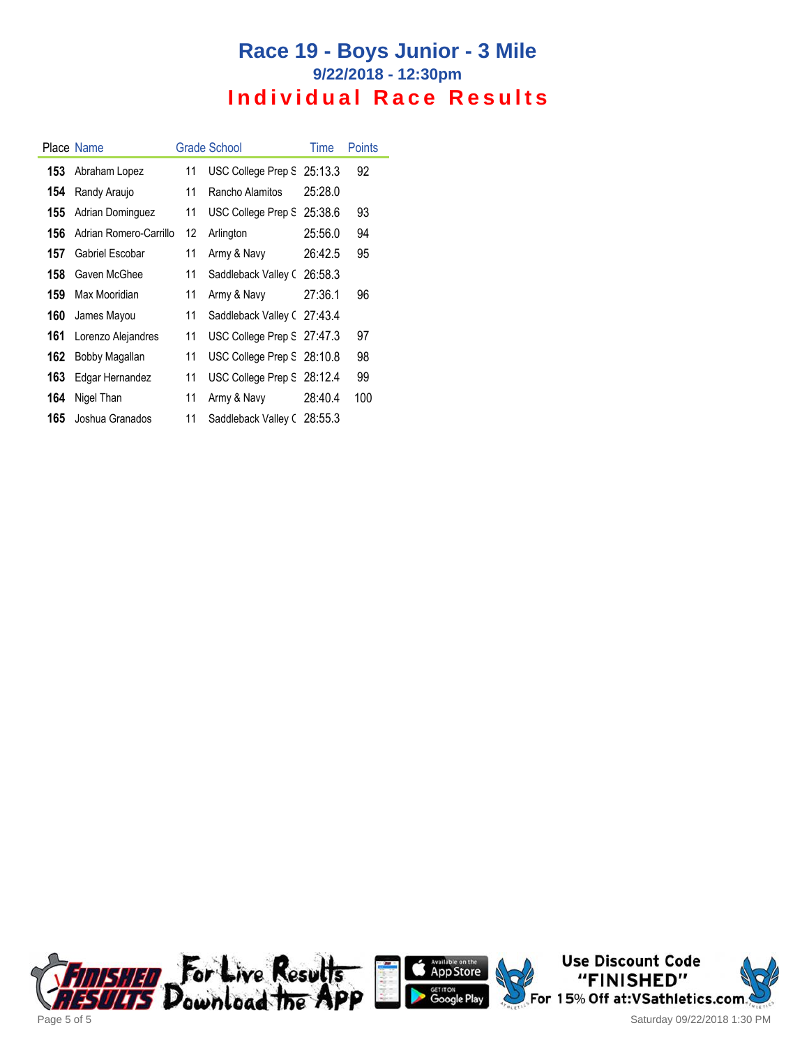# Race 19 - Boys Junior - 3 Mile

### 9/22/2018 - 12:30pm

## Individual Race Results

| Place | Name | Grade | School | Time | Points |
|---|---|---|---|---|---|
| 153 | Abraham Lopez | 11 | USC College Prep S | 25:13.3 | 92 |
| 154 | Randy Araujo | 11 | Rancho Alamitos | 25:28.0 | |
| 155 | Adrian Dominguez | 11 | USC College Prep S | 25:38.6 | 93 |
| 156 | Adrian Romero-Carrillo | 12 | Arlington | 25:56.0 | 94 |
| 157 | Gabriel Escobar | 11 | Army & Navy | 26:42.5 | 95 |
| 158 | Gaven McGhee | 11 | Saddleback Valley C | 26:58.3 | |
| 159 | Max Mooridian | 11 | Army & Navy | 27:36.1 | 96 |
| 160 | James Mayou | 11 | Saddleback Valley C | 27:43.4 | |
| 161 | Lorenzo Alejandres | 11 | USC College Prep S | 27:47.3 | 97 |
| 162 | Bobby Magallan | 11 | USC College Prep S | 28:10.8 | 98 |
| 163 | Edgar Hernandez | 11 | USC College Prep S | 28:12.4 | 99 |
| 164 | Nigel Than | 11 | Army & Navy | 28:40.4 | 100 |
| 165 | Joshua Granados | 11 | Saddleback Valley C | 28:55.3 | |

Finished Results — For Live Results Download the App

Use Discount Code "FINISHED" For 15% Off at:VSathletics.com